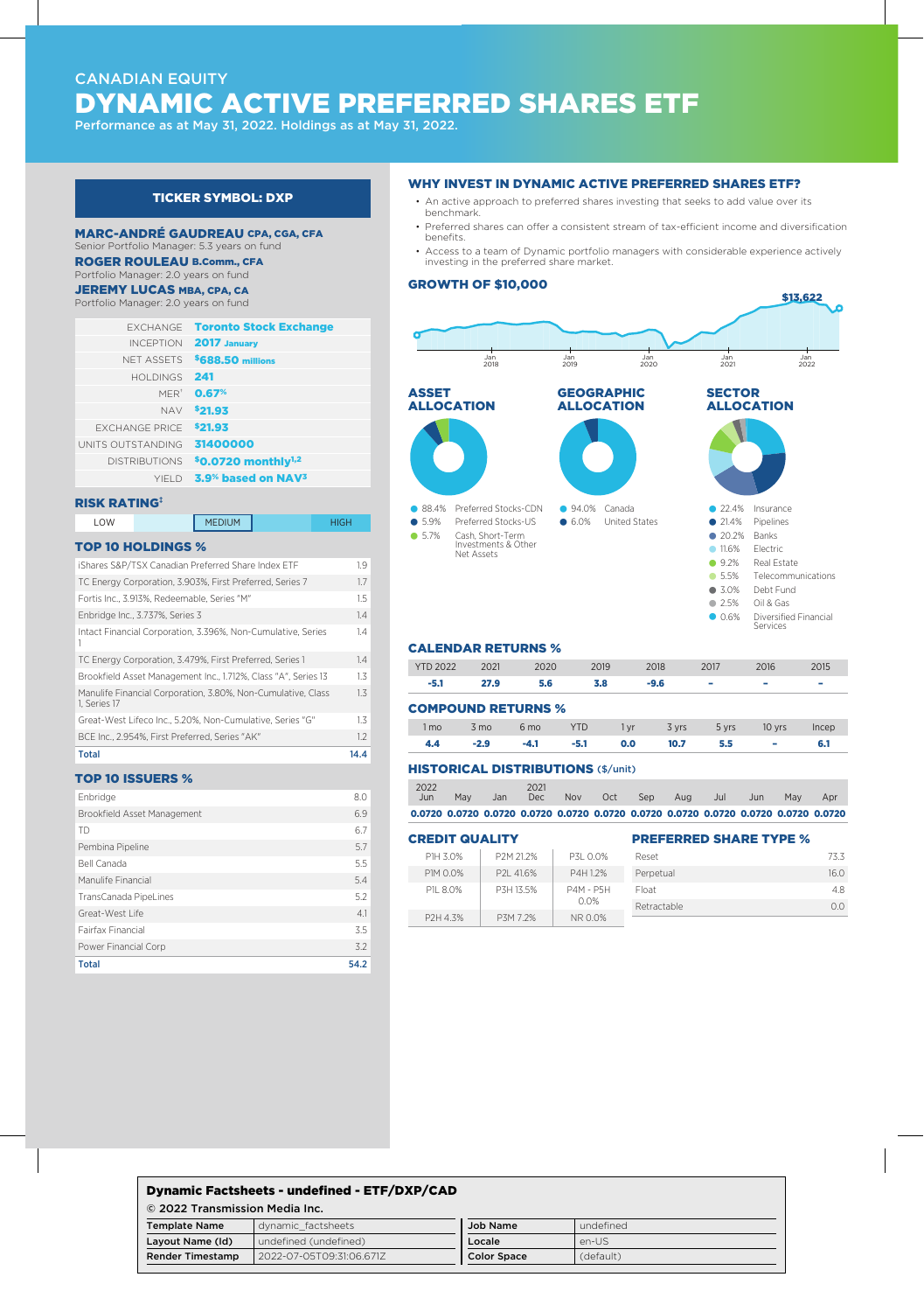CANADIAN EQUITY

# DYNAMIC ACTIVE PREFERRED SHARES ETF

Performance as at May 31, 2022. Holdings as at May 31, 2022.

## TICKER SYMBOL: DXP

**MARC-ANDRÉ GAUDREAU CPA, CGA, CFA**
Senior Portfolio Manager: 5.3 years on fund

**ROGER ROULEAU B.Comm., CFA**
Portfolio Manager: 2.0 years on fund

**JEREMY LUCAS MBA, CPA, CA**
Portfolio Manager: 2.0 years on fund

| | |
|---|---|
| EXCHANGE | Toronto Stock Exchange |
| INCEPTION | 2017 January |
| NET ASSETS | $688.50 millions |
| HOLDINGS | 241 |
| MER[1] | 0.67% |
| NAV | $21.93 |
| EXCHANGE PRICE | $21.93 |
| UNITS OUTSTANDING | 31400000 |
| DISTRIBUTIONS | $0.0720 monthly[1,2] |
| YIELD | 3.9% based on NAV[3] |

## RISK RATING[‡]

| LOW | | MEDIUM | | HIGH |
|---|---|---|---|---|

## TOP 10 HOLDINGS %

| | |
|---|---|
| iShares S&P/TSX Canadian Preferred Share Index ETF | 1.9 |
| TC Energy Corporation, 3.903%, First Preferred, Series 7 | 1.7 |
| Fortis Inc., 3.913%, Redeemable, Series "M" | 1.5 |
| Enbridge Inc., 3.737%, Series 3 | 1.4 |
| Intact Financial Corporation, 3.396%, Non-Cumulative, Series 1 | 1.4 |
| TC Energy Corporation, 3.479%, First Preferred, Series 1 | 1.4 |
| Brookfield Asset Management Inc., 1.712%, Class "A", Series 13 | 1.3 |
| Manulife Financial Corporation, 3.80%, Non-Cumulative, Class 1, Series 17 | 1.3 |
| Great-West Lifeco Inc., 5.20%, Non-Cumulative, Series "G" | 1.3 |
| BCE Inc., 2.954%, First Preferred, Series "AK" | 1.2 |
| **Total** | **14.4** |

## TOP 10 ISSUERS %

| | |
|---|---|
| Enbridge | 8.0 |
| Brookfield Asset Management | 6.9 |
| TD | 6.7 |
| Pembina Pipeline | 5.7 |
| Bell Canada | 5.5 |
| Manulife Financial | 5.4 |
| TransCanada PipeLines | 5.2 |
| Great-West Life | 4.1 |
| Fairfax Financial | 3.5 |
| Power Financial Corp | 3.2 |
| **Total** | **54.2** |

## WHY INVEST IN DYNAMIC ACTIVE PREFERRED SHARES ETF?

- An active approach to preferred shares investing that seeks to add value over its benchmark.
- Preferred shares can offer a consistent stream of tax-efficient income and diversification benefits.
- Access to a team of Dynamic portfolio managers with considerable experience actively investing in the preferred share market.

## GROWTH OF $10,000

$13,622

Jan 2018 · Jan 2019 · Jan 2020 · Jan 2021 · Jan 2022

## ASSET ALLOCATION

- 88.4% Preferred Stocks-CDN
- 5.9% Preferred Stocks-US
- 5.7% Cash, Short-Term Investments & Other Net Assets

## GEOGRAPHIC ALLOCATION

- 94.0% Canada
- 6.0% United States

## SECTOR ALLOCATION

- 22.4% Insurance
- 21.4% Pipelines
- 20.2% Banks
- 11.6% Electric
- 9.2% Real Estate
- 5.5% Telecommunications
- 3.0% Debt Fund
- 2.5% Oil & Gas
- 0.6% Diversified Financial Services

## CALENDAR RETURNS %

| YTD 2022 | 2021 | 2020 | 2019 | 2018 | 2017 | 2016 | 2015 |
|---|---|---|---|---|---|---|---|
| -5.1 | 27.9 | 5.6 | 3.8 | -9.6 | - | - | - |

## COMPOUND RETURNS %

| 1 mo | 3 mo | 6 mo | YTD | 1 yr | 3 yrs | 5 yrs | 10 yrs | Incep |
|---|---|---|---|---|---|---|---|---|
| 4.4 | -2.9 | -4.1 | -5.1 | 0.0 | 10.7 | 5.5 | - | 6.1 |

## HISTORICAL DISTRIBUTIONS ($/unit)

| 2022 Jun | May | Jan | 2021 Dec | Nov | Oct | Sep | Aug | Jul | Jun | May | Apr |
|---|---|---|---|---|---|---|---|---|---|---|---|
| 0.0720 | 0.0720 | 0.0720 | 0.0720 | 0.0720 | 0.0720 | 0.0720 | 0.0720 | 0.0720 | 0.0720 | 0.0720 | 0.0720 |

## CREDIT QUALITY

| | | |
|---|---|---|
| P1H 3.0% | P2M 21.2% | P3L 0.0% |
| P1M 0.0% | P2L 41.6% | P4H 1.2% |
| P1L 8.0% | P3H 13.5% | P4M - P5H 0.0% |
| P2H 4.3% | P3M 7.2% | NR 0.0% |

## PREFERRED SHARE TYPE %

| | |
|---|---|
| Reset | 73.3 |
| Perpetual | 16.0 |
| Float | 4.8 |
| Retractable | 0.0 |

**Dynamic Factsheets - undefined - ETF/DXP/CAD**

© 2022 Transmission Media Inc.

| | | | |
|---|---|---|---|
| **Template Name** | dynamic_factsheets | **Job Name** | undefined |
| **Layout Name (Id)** | undefined (undefined) | **Locale** | en-US |
| **Render Timestamp** | 2022-07-05T09:31:06.671Z | **Color Space** | (default) |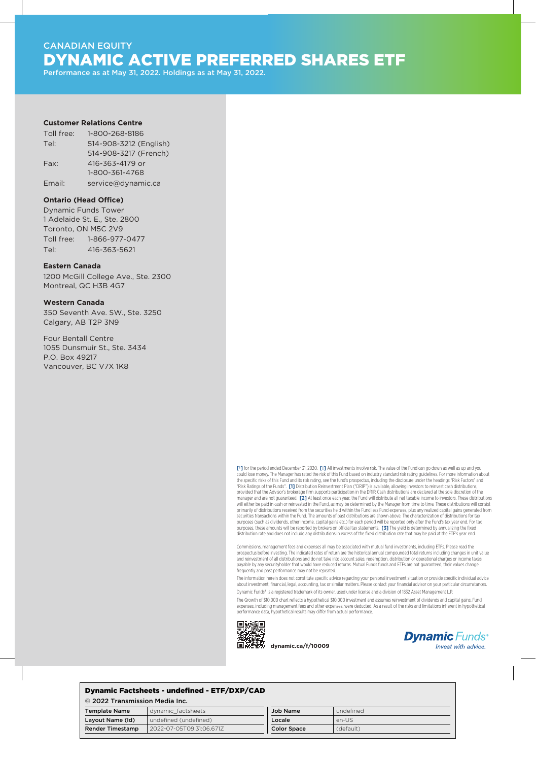CANADIAN EQUITY

# DYNAMIC ACTIVE PREFERRED SHARES ETF

Performance as at May 31, 2022. Holdings as at May 31, 2022.

**Customer Relations Centre**

| | |
|---|---|
| Toll free: | 1-800-268-8186 |
| Tel: | 514-908-3212 (English) 514-908-3217 (French) |
| Fax: | 416-363-4179 or 1-800-361-4768 |
| Email: | service@dynamic.ca |

**Ontario (Head Office)**

Dynamic Funds Tower
1 Adelaide St. E., Ste. 2800
Toronto, ON M5C 2V9
Toll free: 1-866-977-0477
Tel: 416-363-5621

**Eastern Canada**

1200 McGill College Ave., Ste. 2300
Montreal, QC H3B 4G7

**Western Canada**

350 Seventh Ave. SW., Ste. 3250
Calgary, AB T2P 3N9

Four Bentall Centre
1055 Dunsmuir St., Ste. 3434
P.O. Box 49217
Vancouver, BC V7X 1K8

**[*]** for the period ended December 31, 2020. **[‡]** All investments involve risk. The value of the Fund can go down as well as up and you could lose money. The Manager has rated the risk of this Fund based on industry standard risk rating guidelines. For more information about the specific risks of this Fund and its risk rating, see the fund's prospectus, including the disclosure under the headings "Risk Factors" and "Risk Ratings of the Funds". **[1]** Distribution Reinvestment Plan ("DRIP") is available, allowing investors to reinvest cash distributions, provided that the Advisor's brokerage firm supports participation in the DRIP. Cash distributions are declared at the sole discretion of the manager and are not guaranteed. **[2]** At least once each year, the Fund will distribute all net taxable income to investors. These distributions will either be paid in cash or reinvested in the Fund, as may be determined by the Manager from time to time. These distributions will consist primarily of distributions received from the securities held within the Fund less Fund expenses, plus any realized capital gains generated from securities transactions within the Fund. The amounts of past distributions are shown above. The characterization of distributions for tax purposes (such as dividends, other income, capital gains etc.) for each period will be reported only after the Fund's tax year end. For tax purposes, these amounts will be reported by brokers on official tax statements. **[3]** The yield is determined by annualizing the fixed distribution rate and does not include any distributions in excess of the fixed distribution rate that may be paid at the ETF's year end.

Commissions, management fees and expenses all may be associated with mutual fund investments, including ETFs. Please read the prospectus before investing. The indicated rates of return are the historical annual compounded total returns including changes in unit value and reinvestment of all distributions and do not take into account sales, redemption, distribution or operational charges or income taxes payable by any securityholder that would have reduced returns. Mutual Funds funds and ETFs are not guaranteed, their values change frequently and past performance may not be repeated.

The information herein does not constitute specific advice regarding your personal investment situation or provide specific individual advice about investment, financial, legal, accounting, tax or similar matters. Please contact your financial advisor on your particular circumstances.

Dynamic Funds® is a registered trademark of its owner, used under license and a division of 1832 Asset Management L.P.

The Growth of $10,000 chart reflects a hypothetical $10,000 investment and assumes reinvestment of dividends and capital gains. Fund expenses, including management fees and other expenses, were deducted. As a result of the risks and limitations inherent in hypothetical performance data, hypothetical results may differ from actual performance.

dynamic.ca/f/10009

Dynamic Funds®
Invest with advice.

**Dynamic Factsheets - undefined - ETF/DXP/CAD**
© 2022 Transmission Media Inc.

| | | | |
|---|---|---|---|
| **Template Name** | dynamic_factsheets | **Job Name** | undefined |
| **Layout Name (Id)** | undefined (undefined) | **Locale** | en-US |
| **Render Timestamp** | 2022-07-05T09:31:06.671Z | **Color Space** | (default) |